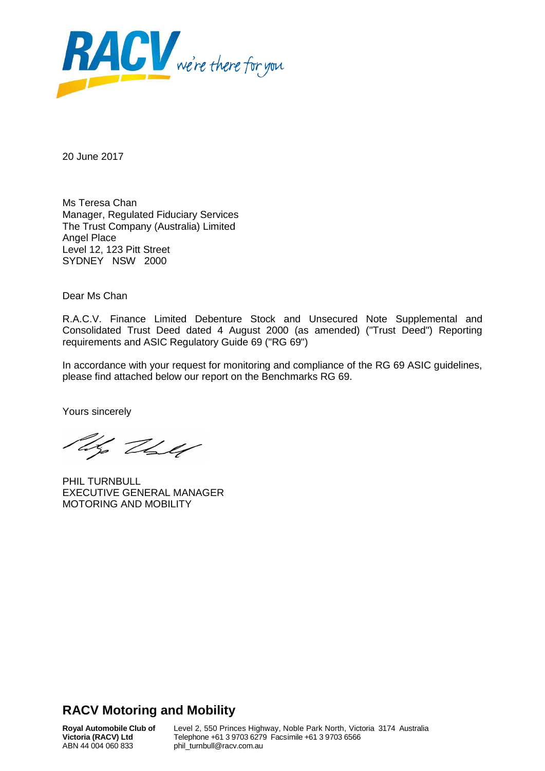20 June 2017

Ms Teresa Chan
Manager, Regulated Fiduciary Services
The Trust Company (Australia) Limited
Angel Place
Level 12, 123 Pitt Street
SYDNEY NSW 2000

Dear Ms Chan

R.A.C.V. Finance Limited Debenture Stock and Unsecured Note Supplemental and Consolidated Trust Deed dated 4 August 2000 (as amended) ("Trust Deed") Reporting requirements and ASIC Regulatory Guide 69 ("RG 69")

In accordance with your request for monitoring and compliance of the RG 69 ASIC guidelines, please find attached below our report on the Benchmarks RG 69.

Yours sincerely

PHIL TURNBULL
EXECUTIVE GENERAL MANAGER
MOTORING AND MOBILITY

## RACV Motoring and Mobility

**Royal Automobile Club of Victoria (RACV) Ltd**
ABN 44 004 060 833

Level 2, 550 Princes Highway, Noble Park North, Victoria 3174 Australia
Telephone +61 3 9703 6279 Facsimile +61 3 9703 6566
phil_turnbull@racv.com.au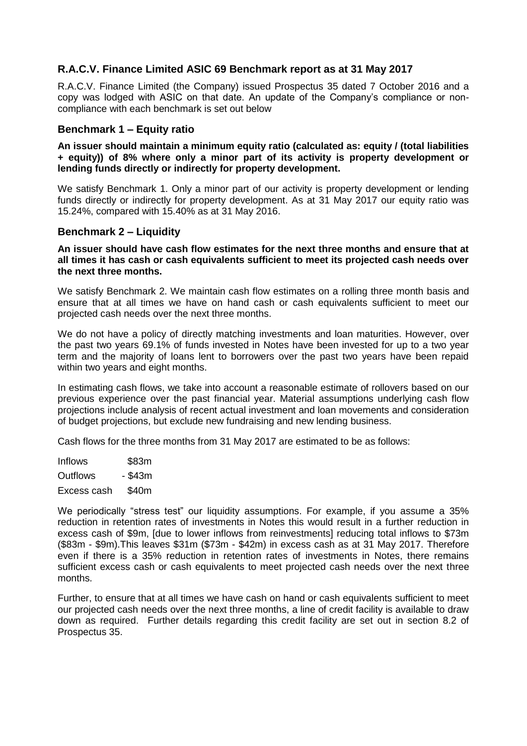## R.A.C.V. Finance Limited ASIC 69 Benchmark report as at 31 May 2017

R.A.C.V. Finance Limited (the Company) issued Prospectus 35 dated 7 October 2016 and a copy was lodged with ASIC on that date. An update of the Company's compliance or non-compliance with each benchmark is set out below

### Benchmark 1 – Equity ratio

**An issuer should maintain a minimum equity ratio (calculated as: equity / (total liabilities + equity)) of 8% where only a minor part of its activity is property development or lending funds directly or indirectly for property development.**

We satisfy Benchmark 1. Only a minor part of our activity is property development or lending funds directly or indirectly for property development. As at 31 May 2017 our equity ratio was 15.24%, compared with 15.40% as at 31 May 2016.

### Benchmark 2 – Liquidity

**An issuer should have cash flow estimates for the next three months and ensure that at all times it has cash or cash equivalents sufficient to meet its projected cash needs over the next three months.**

We satisfy Benchmark 2. We maintain cash flow estimates on a rolling three month basis and ensure that at all times we have on hand cash or cash equivalents sufficient to meet our projected cash needs over the next three months.

We do not have a policy of directly matching investments and loan maturities. However, over the past two years 69.1% of funds invested in Notes have been invested for up to a two year term and the majority of loans lent to borrowers over the past two years have been repaid within two years and eight months.

In estimating cash flows, we take into account a reasonable estimate of rollovers based on our previous experience over the past financial year. Material assumptions underlying cash flow projections include analysis of recent actual investment and loan movements and consideration of budget projections, but exclude new fundraising and new lending business.

Cash flows for the three months from 31 May 2017 are estimated to be as follows:

| | |
|---|---|
| Inflows | \$83m |
| Outflows | - \$43m |
| Excess cash | \$40m |

We periodically "stress test" our liquidity assumptions. For example, if you assume a 35% reduction in retention rates of investments in Notes this would result in a further reduction in excess cash of \$9m, [due to lower inflows from reinvestments] reducing total inflows to \$73m (\$83m - \$9m).This leaves \$31m (\$73m - \$42m) in excess cash as at 31 May 2017. Therefore even if there is a 35% reduction in retention rates of investments in Notes, there remains sufficient excess cash or cash equivalents to meet projected cash needs over the next three months.

Further, to ensure that at all times we have cash on hand or cash equivalents sufficient to meet our projected cash needs over the next three months, a line of credit facility is available to draw down as required. Further details regarding this credit facility are set out in section 8.2 of Prospectus 35.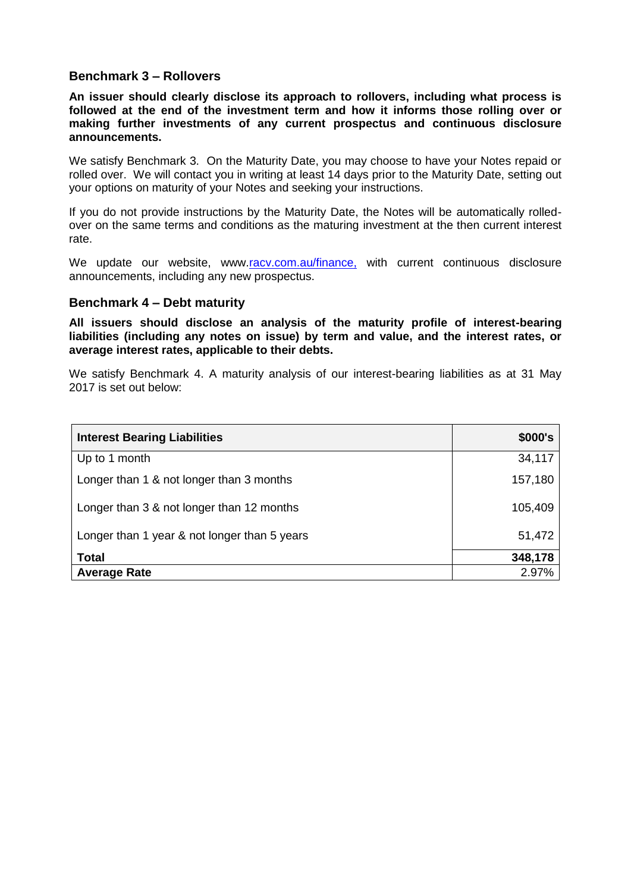## Benchmark 3 – Rollovers

**An issuer should clearly disclose its approach to rollovers, including what process is followed at the end of the investment term and how it informs those rolling over or making further investments of any current prospectus and continuous disclosure announcements.**

We satisfy Benchmark 3. On the Maturity Date, you may choose to have your Notes repaid or rolled over. We will contact you in writing at least 14 days prior to the Maturity Date, setting out your options on maturity of your Notes and seeking your instructions.

If you do not provide instructions by the Maturity Date, the Notes will be automatically rolled-over on the same terms and conditions as the maturing investment at the then current interest rate.

We update our website, www.racv.com.au/finance, with current continuous disclosure announcements, including any new prospectus.

## Benchmark 4 – Debt maturity

**All issuers should disclose an analysis of the maturity profile of interest-bearing liabilities (including any notes on issue) by term and value, and the interest rates, or average interest rates, applicable to their debts.**

We satisfy Benchmark 4. A maturity analysis of our interest-bearing liabilities as at 31 May 2017 is set out below:

| Interest Bearing Liabilities | $000's |
| --- | --- |
| Up to 1 month | 34,117 |
| Longer than 1 & not longer than 3 months | 157,180 |
| Longer than 3 & not longer than 12 months | 105,409 |
| Longer than 1 year & not longer than 5 years | 51,472 |
| **Total** | **348,178** |
| **Average Rate** | 2.97% |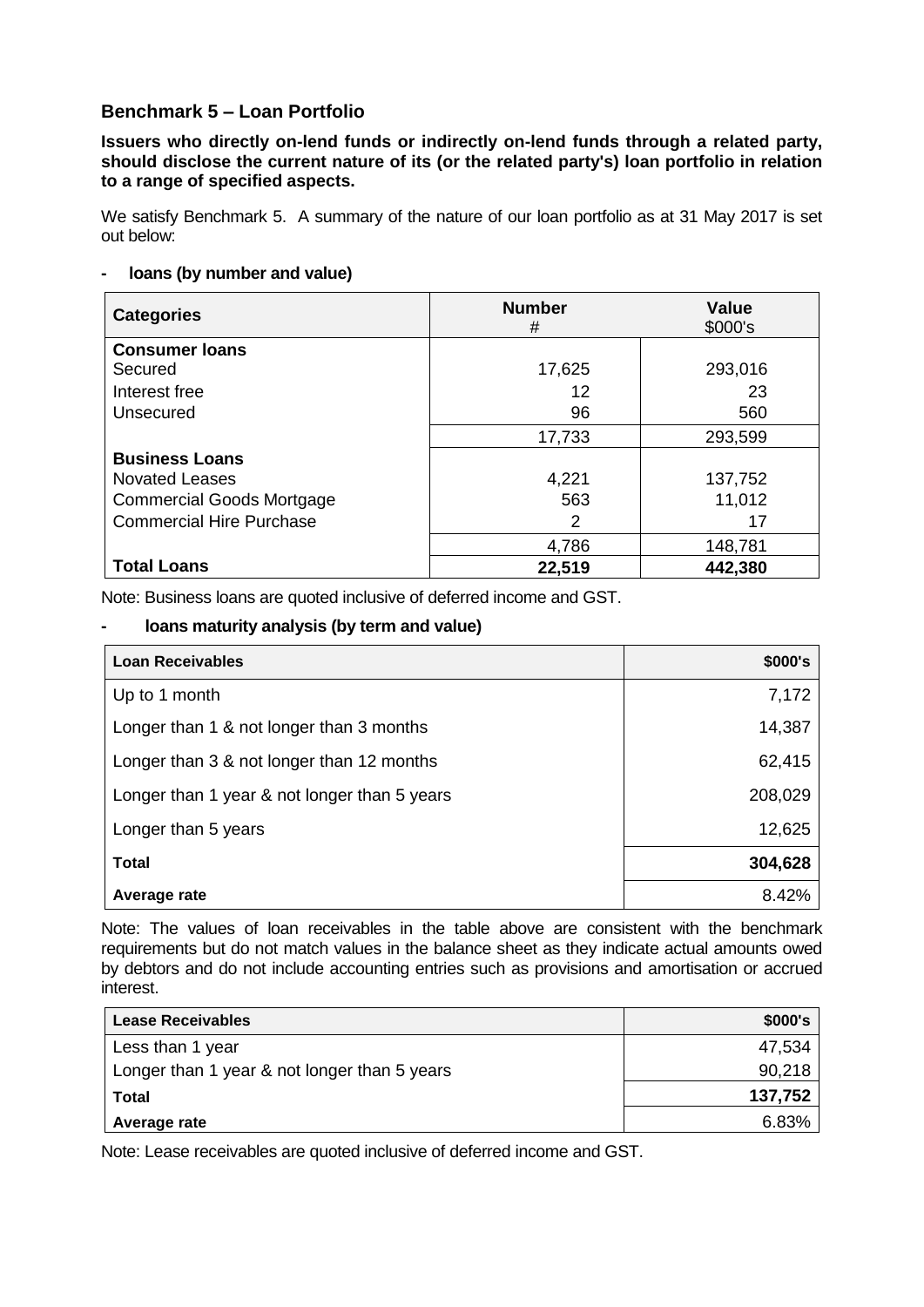### Benchmark 5 – Loan Portfolio

**Issuers who directly on-lend funds or indirectly on-lend funds through a related party, should disclose the current nature of its (or the related party's) loan portfolio in relation to a range of specified aspects.**

We satisfy Benchmark 5. A summary of the nature of our loan portfolio as at 31 May 2017 is set out below:

- **loans (by number and value)**

| Categories | Number # | Value $000's |
|---|---|---|
| **Consumer loans** | | |
| Secured | 17,625 | 293,016 |
| Interest free | 12 | 23 |
| Unsecured | 96 | 560 |
| | 17,733 | 293,599 |
| **Business Loans** | | |
| Novated Leases | 4,221 | 137,752 |
| Commercial Goods Mortgage | 563 | 11,012 |
| Commercial Hire Purchase | 2 | 17 |
| | 4,786 | 148,781 |
| **Total Loans** | **22,519** | **442,380** |

Note: Business loans are quoted inclusive of deferred income and GST.

- **loans maturity analysis (by term and value)**

| Loan Receivables | $000's |
|---|---|
| Up to 1 month | 7,172 |
| Longer than 1 & not longer than 3 months | 14,387 |
| Longer than 3 & not longer than 12 months | 62,415 |
| Longer than 1 year & not longer than 5 years | 208,029 |
| Longer than 5 years | 12,625 |
| **Total** | **304,628** |
| **Average rate** | 8.42% |

Note: The values of loan receivables in the table above are consistent with the benchmark requirements but do not match values in the balance sheet as they indicate actual amounts owed by debtors and do not include accounting entries such as provisions and amortisation or accrued interest.

| Lease Receivables | $000's |
|---|---|
| Less than 1 year | 47,534 |
| Longer than 1 year & not longer than 5 years | 90,218 |
| **Total** | **137,752** |
| **Average rate** | 6.83% |

Note: Lease receivables are quoted inclusive of deferred income and GST.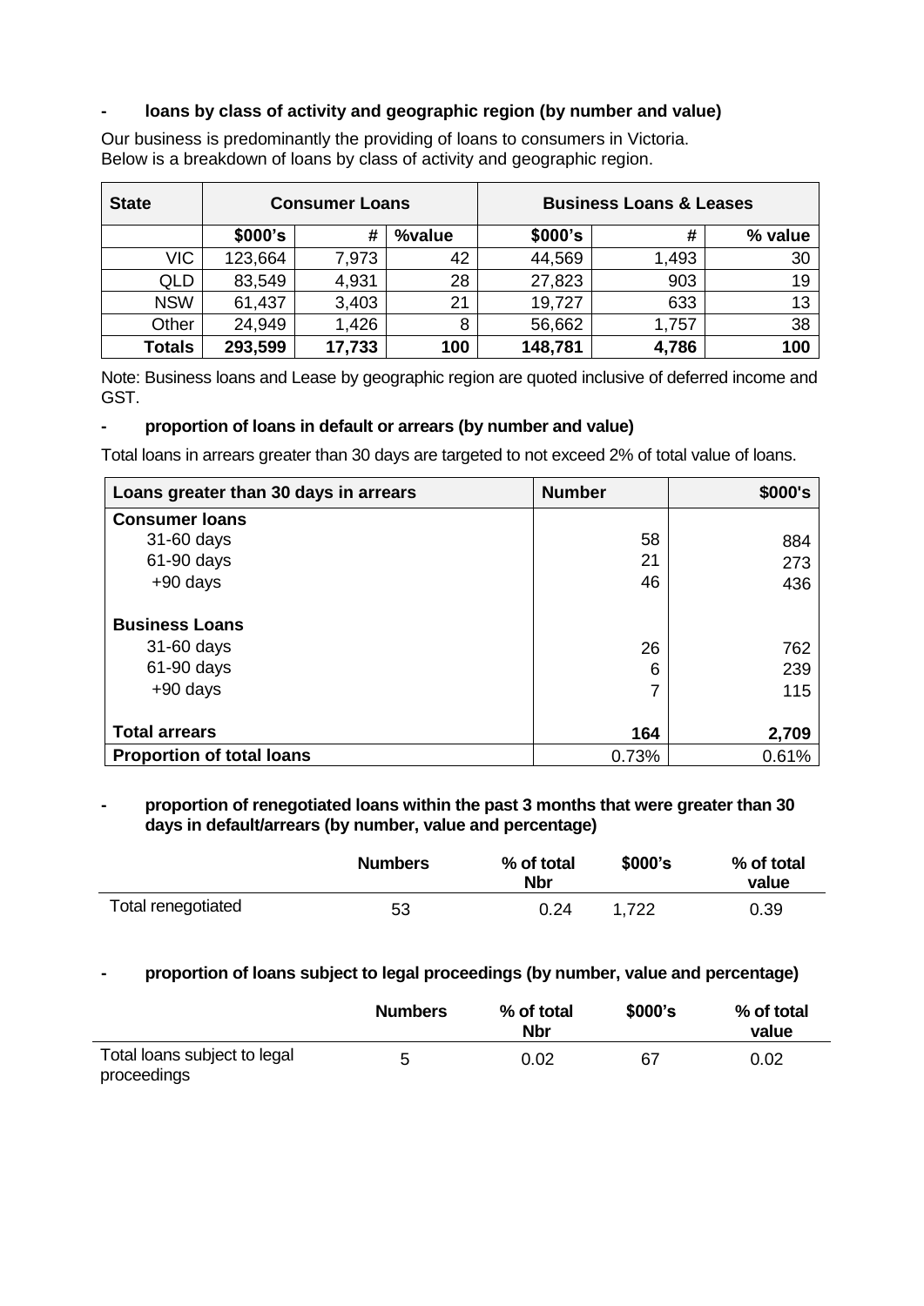- **loans by class of activity and geographic region (by number and value)**

Our business is predominantly the providing of loans to consumers in Victoria. Below is a breakdown of loans by class of activity and geographic region.

| State | Consumer Loans | | | Business Loans & Leases | | |
|---|---|---|---|---|---|---|
| | $000's | # | %value | $000's | # | % value |
| VIC | 123,664 | 7,973 | 42 | 44,569 | 1,493 | 30 |
| QLD | 83,549 | 4,931 | 28 | 27,823 | 903 | 19 |
| NSW | 61,437 | 3,403 | 21 | 19,727 | 633 | 13 |
| Other | 24,949 | 1,426 | 8 | 56,662 | 1,757 | 38 |
| **Totals** | **293,599** | **17,733** | **100** | **148,781** | **4,786** | **100** |

Note: Business loans and Lease by geographic region are quoted inclusive of deferred income and GST.

- **proportion of loans in default or arrears (by number and value)**

Total loans in arrears greater than 30 days are targeted to not exceed 2% of total value of loans.

| Loans greater than 30 days in arrears | Number | $000's |
|---|---|---|
| **Consumer loans** | | |
| 31-60 days | 58 | 884 |
| 61-90 days | 21 | 273 |
| +90 days | 46 | 436 |
| **Business Loans** | | |
| 31-60 days | 26 | 762 |
| 61-90 days | 6 | 239 |
| +90 days | 7 | 115 |
| **Total arrears** | **164** | **2,709** |
| **Proportion of total loans** | 0.73% | 0.61% |

- **proportion of renegotiated loans within the past 3 months that were greater than 30 days in default/arrears (by number, value and percentage)**

| | Numbers | % of total Nbr | $000's | % of total value |
|---|---|---|---|---|
| Total renegotiated | 53 | 0.24 | 1,722 | 0.39 |

- **proportion of loans subject to legal proceedings (by number, value and percentage)**

| | Numbers | % of total Nbr | $000's | % of total value |
|---|---|---|---|---|
| Total loans subject to legal proceedings | 5 | 0.02 | 67 | 0.02 |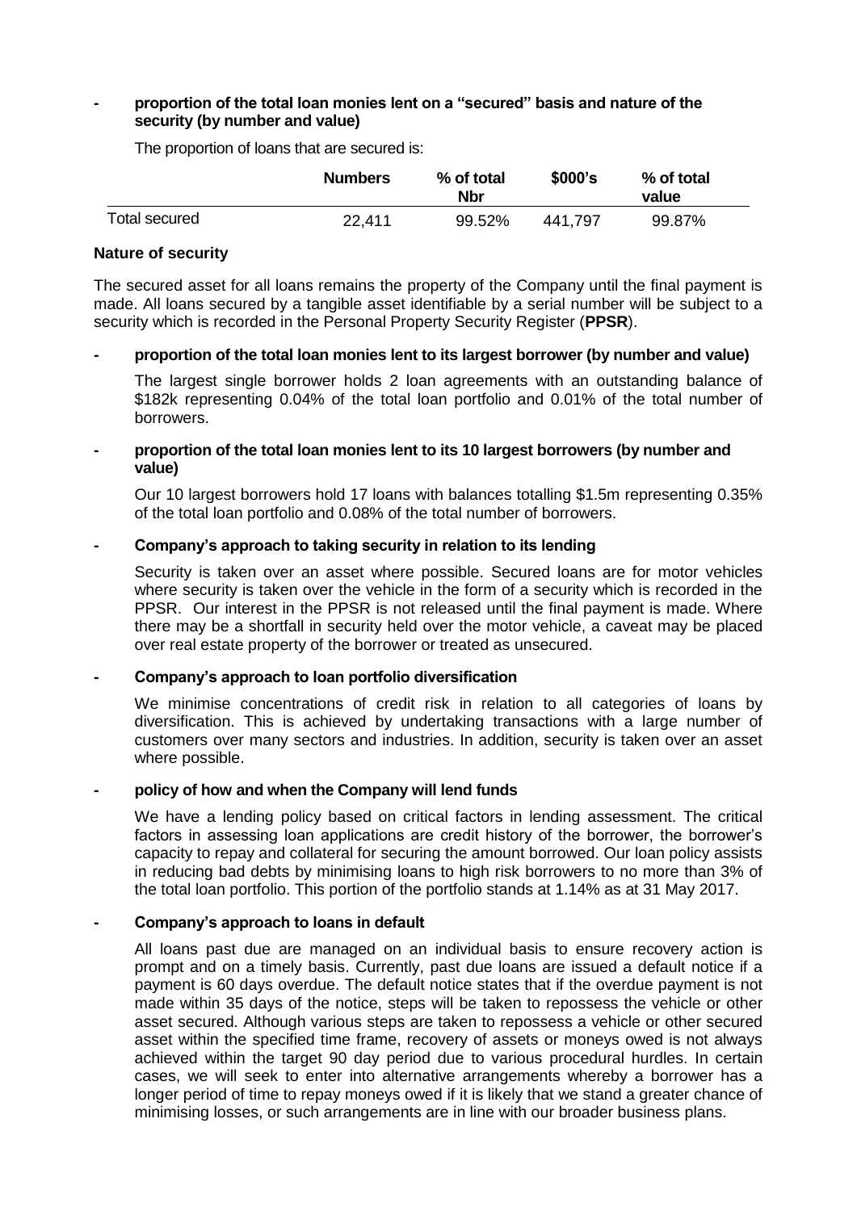- **proportion of the total loan monies lent on a "secured" basis and nature of the security (by number and value)**

The proportion of loans that are secured is:

| | Numbers | % of total Nbr | $000's | % of total value |
|---|---|---|---|---|
| Total secured | 22,411 | 99.52% | 441,797 | 99.87% |

**Nature of security**

The secured asset for all loans remains the property of the Company until the final payment is made. All loans secured by a tangible asset identifiable by a serial number will be subject to a security which is recorded in the Personal Property Security Register (**PPSR**).

- **proportion of the total loan monies lent to its largest borrower (by number and value)**

  The largest single borrower holds 2 loan agreements with an outstanding balance of $182k representing 0.04% of the total loan portfolio and 0.01% of the total number of borrowers.

- **proportion of the total loan monies lent to its 10 largest borrowers (by number and value)**

  Our 10 largest borrowers hold 17 loans with balances totalling $1.5m representing 0.35% of the total loan portfolio and 0.08% of the total number of borrowers.

- **Company's approach to taking security in relation to its lending**

  Security is taken over an asset where possible. Secured loans are for motor vehicles where security is taken over the vehicle in the form of a security which is recorded in the PPSR. Our interest in the PPSR is not released until the final payment is made. Where there may be a shortfall in security held over the motor vehicle, a caveat may be placed over real estate property of the borrower or treated as unsecured.

- **Company's approach to loan portfolio diversification**

  We minimise concentrations of credit risk in relation to all categories of loans by diversification. This is achieved by undertaking transactions with a large number of customers over many sectors and industries. In addition, security is taken over an asset where possible.

- **policy of how and when the Company will lend funds**

  We have a lending policy based on critical factors in lending assessment. The critical factors in assessing loan applications are credit history of the borrower, the borrower's capacity to repay and collateral for securing the amount borrowed. Our loan policy assists in reducing bad debts by minimising loans to high risk borrowers to no more than 3% of the total loan portfolio. This portion of the portfolio stands at 1.14% as at 31 May 2017.

- **Company's approach to loans in default**

  All loans past due are managed on an individual basis to ensure recovery action is prompt and on a timely basis. Currently, past due loans are issued a default notice if a payment is 60 days overdue. The default notice states that if the overdue payment is not made within 35 days of the notice, steps will be taken to repossess the vehicle or other asset secured. Although various steps are taken to repossess a vehicle or other secured asset within the specified time frame, recovery of assets or moneys owed is not always achieved within the target 90 day period due to various procedural hurdles. In certain cases, we will seek to enter into alternative arrangements whereby a borrower has a longer period of time to repay moneys owed if it is likely that we stand a greater chance of minimising losses, or such arrangements are in line with our broader business plans.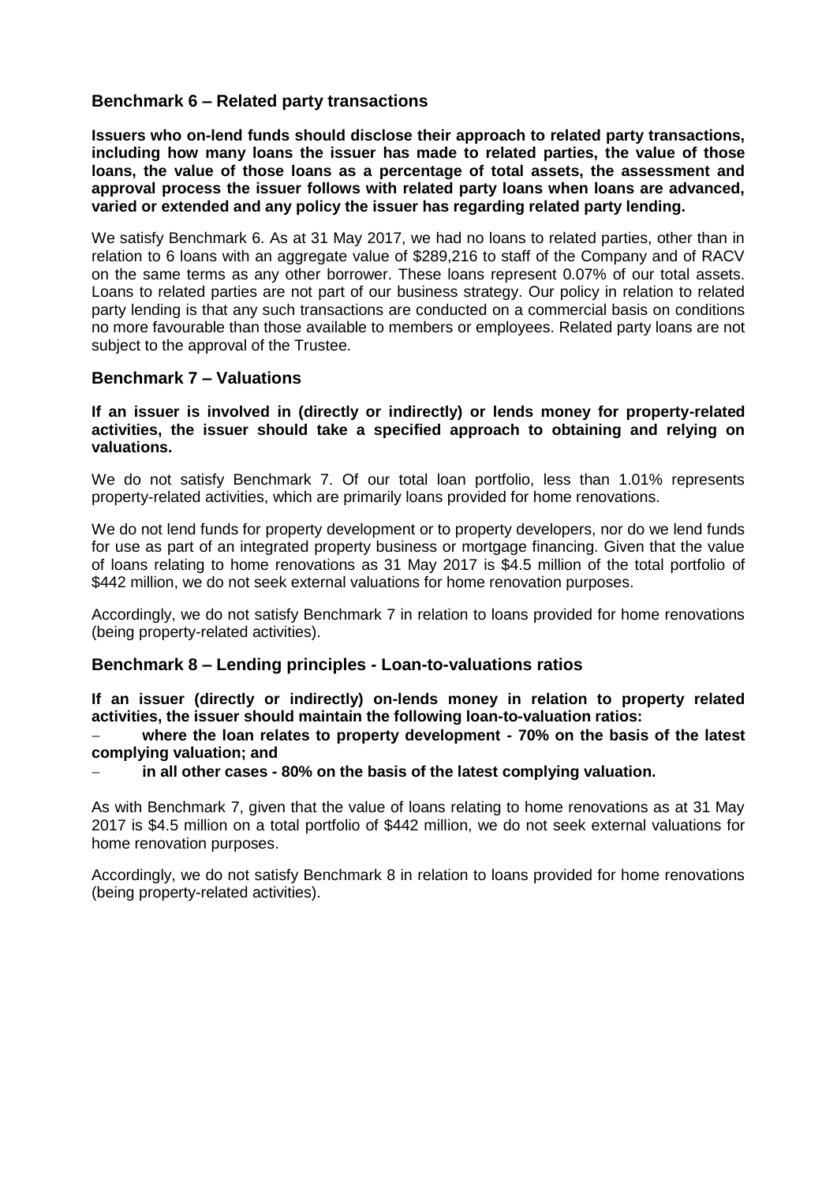## Benchmark 6 – Related party transactions

**Issuers who on-lend funds should disclose their approach to related party transactions, including how many loans the issuer has made to related parties, the value of those loans, the value of those loans as a percentage of total assets, the assessment and approval process the issuer follows with related party loans when loans are advanced, varied or extended and any policy the issuer has regarding related party lending.**

We satisfy Benchmark 6. As at 31 May 2017, we had no loans to related parties, other than in relation to 6 loans with an aggregate value of $289,216 to staff of the Company and of RACV on the same terms as any other borrower. These loans represent 0.07% of our total assets. Loans to related parties are not part of our business strategy. Our policy in relation to related party lending is that any such transactions are conducted on a commercial basis on conditions no more favourable than those available to members or employees. Related party loans are not subject to the approval of the Trustee.

## Benchmark 7 – Valuations

**If an issuer is involved in (directly or indirectly) or lends money for property-related activities, the issuer should take a specified approach to obtaining and relying on valuations.**

We do not satisfy Benchmark 7. Of our total loan portfolio, less than 1.01% represents property-related activities, which are primarily loans provided for home renovations.

We do not lend funds for property development or to property developers, nor do we lend funds for use as part of an integrated property business or mortgage financing. Given that the value of loans relating to home renovations as 31 May 2017 is $4.5 million of the total portfolio of $442 million, we do not seek external valuations for home renovation purposes.

Accordingly, we do not satisfy Benchmark 7 in relation to loans provided for home renovations (being property-related activities).

## Benchmark 8 – Lending principles - Loan-to-valuations ratios

**If an issuer (directly or indirectly) on-lends money in relation to property related activities, the issuer should maintain the following loan-to-valuation ratios:**

- **where the loan relates to property development - 70% on the basis of the latest complying valuation; and**
- **in all other cases - 80% on the basis of the latest complying valuation.**

As with Benchmark 7, given that the value of loans relating to home renovations as at 31 May 2017 is $4.5 million on a total portfolio of $442 million, we do not seek external valuations for home renovation purposes.

Accordingly, we do not satisfy Benchmark 8 in relation to loans provided for home renovations (being property-related activities).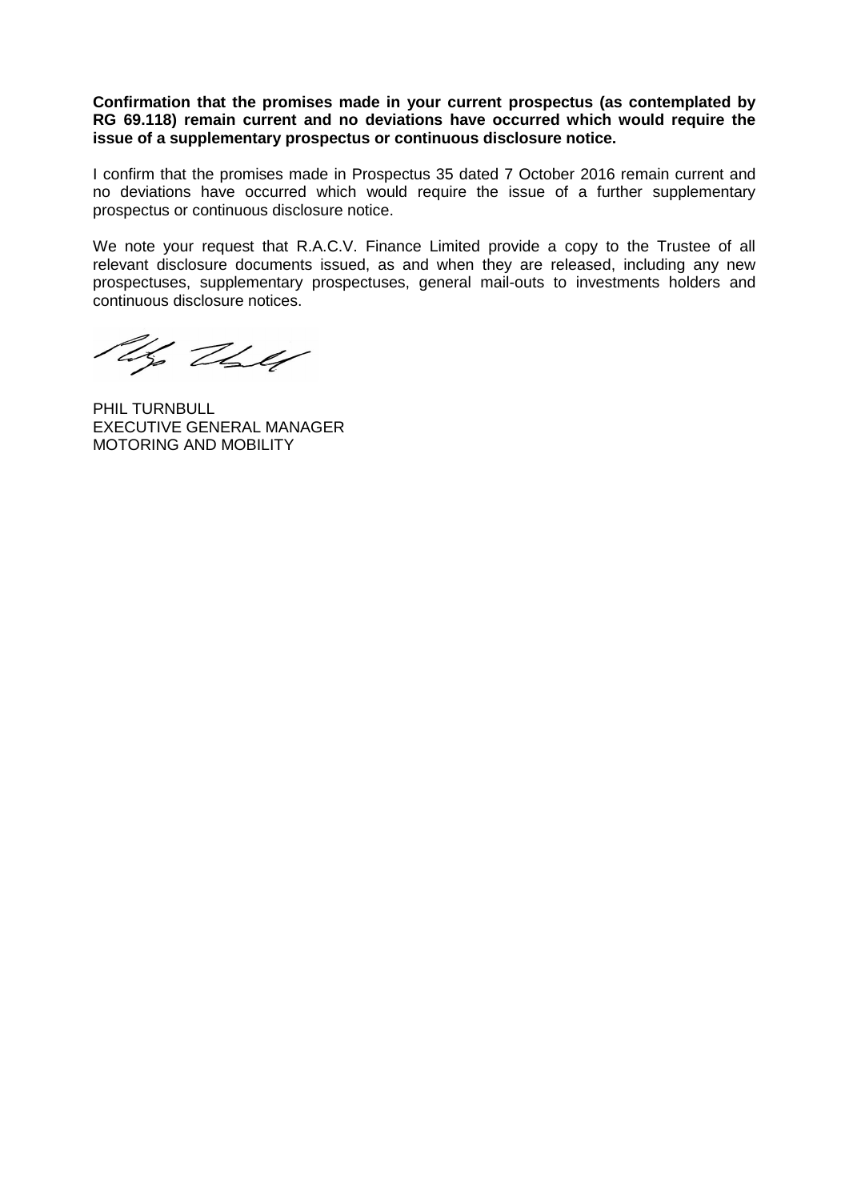**Confirmation that the promises made in your current prospectus (as contemplated by RG 69.118) remain current and no deviations have occurred which would require the issue of a supplementary prospectus or continuous disclosure notice.**

I confirm that the promises made in Prospectus 35 dated 7 October 2016 remain current and no deviations have occurred which would require the issue of a further supplementary prospectus or continuous disclosure notice.

We note your request that R.A.C.V. Finance Limited provide a copy to the Trustee of all relevant disclosure documents issued, as and when they are released, including any new prospectuses, supplementary prospectuses, general mail-outs to investments holders and continuous disclosure notices.

PHIL TURNBULL
EXECUTIVE GENERAL MANAGER
MOTORING AND MOBILITY